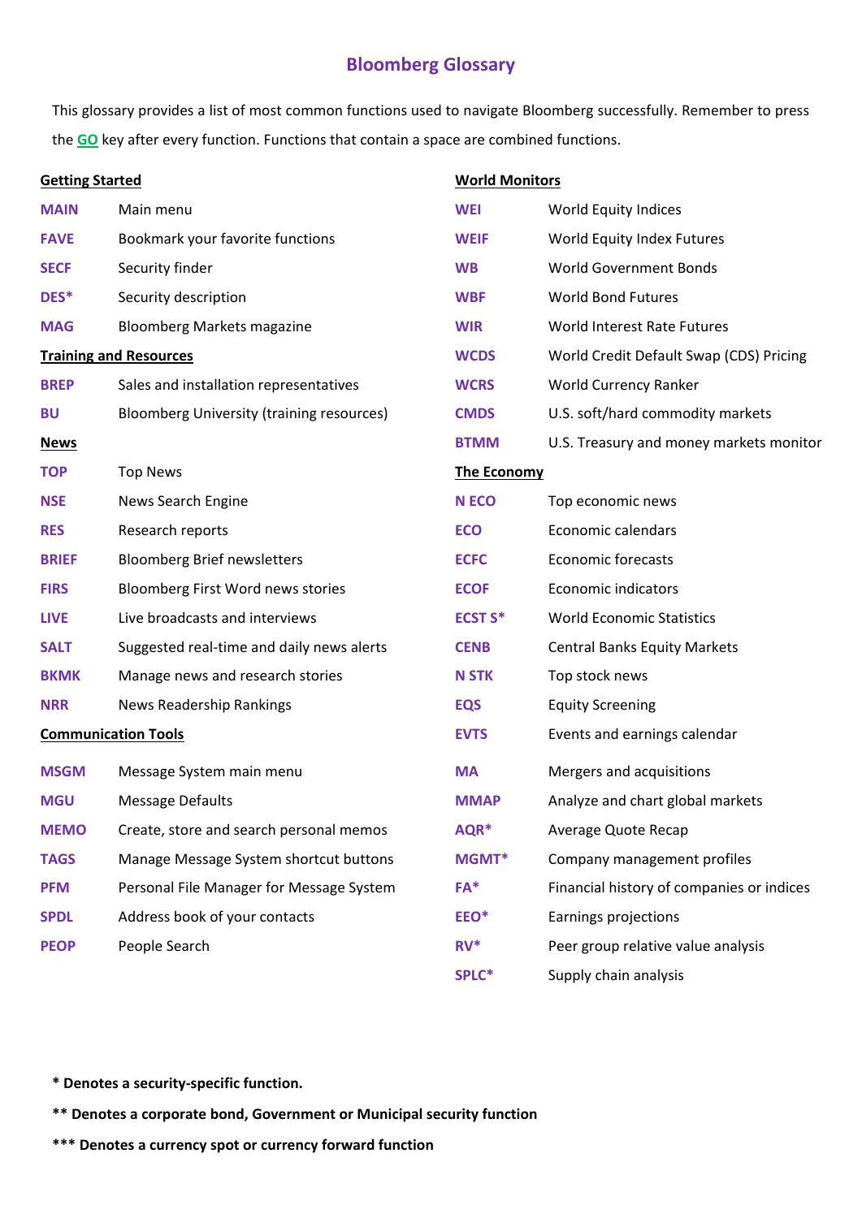# Bloomberg Glossary

This glossary provides a list of most common functions used to navigate Bloomberg successfully. Remember to press the **GO** key after every function. Functions that contain a space are combined functions.

## Getting Started

| | |
|---|---|
| **MAIN** | Main menu |
| **FAVE** | Bookmark your favorite functions |
| **SECF** | Security finder |
| **DES*** | Security description |
| **MAG** | Bloomberg Markets magazine |

## Training and Resources

| | |
|---|---|
| **BREP** | Sales and installation representatives |
| **BU** | Bloomberg University (training resources) |

## News

| | |
|---|---|
| **TOP** | Top News |
| **NSE** | News Search Engine |
| **RES** | Research reports |
| **BRIEF** | Bloomberg Brief newsletters |
| **FIRS** | Bloomberg First Word news stories |
| **LIVE** | Live broadcasts and interviews |
| **SALT** | Suggested real-time and daily news alerts |
| **BKMK** | Manage news and research stories |
| **NRR** | News Readership Rankings |

## Communication Tools

| | |
|---|---|
| **MSGM** | Message System main menu |
| **MGU** | Message Defaults |
| **MEMO** | Create, store and search personal memos |
| **TAGS** | Manage Message System shortcut buttons |
| **PFM** | Personal File Manager for Message System |
| **SPDL** | Address book of your contacts |
| **PEOP** | People Search |

## World Monitors

| | |
|---|---|
| **WEI** | World Equity Indices |
| **WEIF** | World Equity Index Futures |
| **WB** | World Government Bonds |
| **WBF** | World Bond Futures |
| **WIR** | World Interest Rate Futures |
| **WCDS** | World Credit Default Swap (CDS) Pricing |
| **WCRS** | World Currency Ranker |
| **CMDS** | U.S. soft/hard commodity markets |
| **BTMM** | U.S. Treasury and money markets monitor |

## The Economy

| | |
|---|---|
| **N ECO** | Top economic news |
| **ECO** | Economic calendars |
| **ECFC** | Economic forecasts |
| **ECOF** | Economic indicators |
| **ECST S*** | World Economic Statistics |
| **CENB** | Central Banks Equity Markets |
| **N STK** | Top stock news |
| **EQS** | Equity Screening |
| **EVTS** | Events and earnings calendar |
| **MA** | Mergers and acquisitions |
| **MMAP** | Analyze and chart global markets |
| **AQR*** | Average Quote Recap |
| **MGMT*** | Company management profiles |
| **FA*** | Financial history of companies or indices |
| **EEO*** | Earnings projections |
| **RV*** | Peer group relative value analysis |
| **SPLC*** | Supply chain analysis |

**\* Denotes a security-specific function.**

**\*\* Denotes a corporate bond, Government or Municipal security function**

**\*\*\* Denotes a currency spot or currency forward function**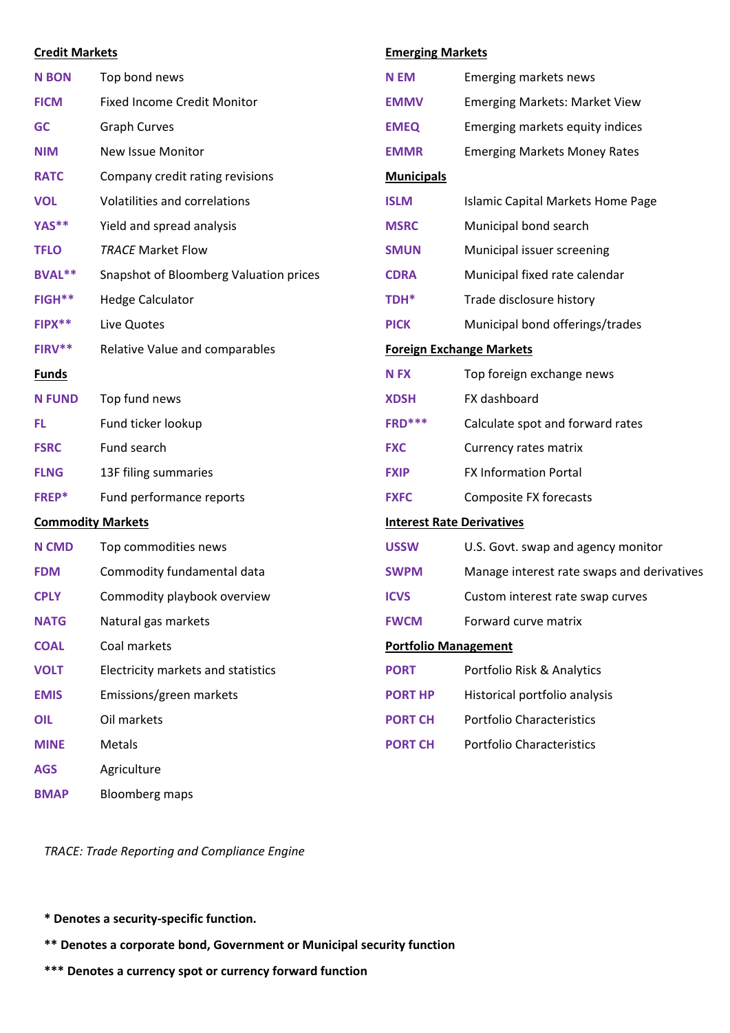**Credit Markets**

| | |
|---|---|
| **N BON** | Top bond news |
| **FICM** | Fixed Income Credit Monitor |
| **GC** | Graph Curves |
| **NIM** | New Issue Monitor |
| **RATC** | Company credit rating revisions |
| **VOL** | Volatilities and correlations |
| **YAS**** | Yield and spread analysis |
| **TFLO** | *TRACE* Market Flow |
| **BVAL**** | Snapshot of Bloomberg Valuation prices |
| **FIGH**** | Hedge Calculator |
| **FIPX**** | Live Quotes |
| **FIRV**** | Relative Value and comparables |

**Funds**

| | |
|---|---|
| **N FUND** | Top fund news |
| **FL** | Fund ticker lookup |
| **FSRC** | Fund search |
| **FLNG** | 13F filing summaries |
| **FREP*** | Fund performance reports |

**Commodity Markets**

| | |
|---|---|
| **N CMD** | Top commodities news |
| **FDM** | Commodity fundamental data |
| **CPLY** | Commodity playbook overview |
| **NATG** | Natural gas markets |
| **COAL** | Coal markets |
| **VOLT** | Electricity markets and statistics |
| **EMIS** | Emissions/green markets |
| **OIL** | Oil markets |
| **MINE** | Metals |
| **AGS** | Agriculture |
| **BMAP** | Bloomberg maps |

**Emerging Markets**

| | |
|---|---|
| **N EM** | Emerging markets news |
| **EMMV** | Emerging Markets: Market View |
| **EMEQ** | Emerging markets equity indices |
| **EMMR** | Emerging Markets Money Rates |

**Municipals**

| | |
|---|---|
| **ISLM** | Islamic Capital Markets Home Page |
| **MSRC** | Municipal bond search |
| **SMUN** | Municipal issuer screening |
| **CDRA** | Municipal fixed rate calendar |
| **TDH*** | Trade disclosure history |
| **PICK** | Municipal bond offerings/trades |

**Foreign Exchange Markets**

| | |
|---|---|
| **N FX** | Top foreign exchange news |
| **XDSH** | FX dashboard |
| **FRD***** | Calculate spot and forward rates |
| **FXC** | Currency rates matrix |
| **FXIP** | FX Information Portal |
| **FXFC** | Composite FX forecasts |

**Interest Rate Derivatives**

| | |
|---|---|
| **USSW** | U.S. Govt. swap and agency monitor |
| **SWPM** | Manage interest rate swaps and derivatives |
| **ICVS** | Custom interest rate swap curves |
| **FWCM** | Forward curve matrix |

**Portfolio Management**

| | |
|---|---|
| **PORT** | Portfolio Risk & Analytics |
| **PORT HP** | Historical portfolio analysis |
| **PORT CH** | Portfolio Characteristics |
| **PORT CH** | Portfolio Characteristics |

*TRACE: Trade Reporting and Compliance Engine*

**\* Denotes a security-specific function.**

**\*\* Denotes a corporate bond, Government or Municipal security function**

**\*\*\* Denotes a currency spot or currency forward function**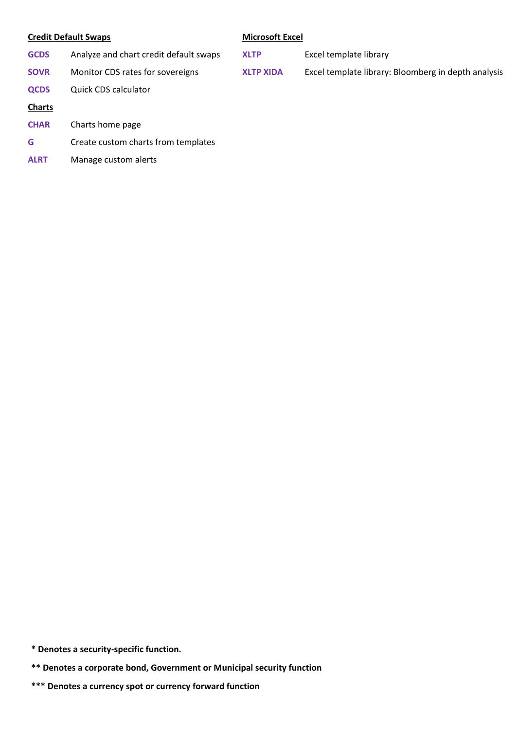**Credit Default Swaps**

| | |
|---|---|
| **GCDS** | Analyze and chart credit default swaps |
| **SOVR** | Monitor CDS rates for sovereigns |
| **QCDS** | Quick CDS calculator |

**Charts**

| | |
|---|---|
| **CHAR** | Charts home page |
| **G** | Create custom charts from templates |
| **ALRT** | Manage custom alerts |

**Microsoft Excel**

| | |
|---|---|
| **XLTP** | Excel template library |
| **XLTP XIDA** | Excel template library: Bloomberg in depth analysis |

**\* Denotes a security-specific function.**

**\*\* Denotes a corporate bond, Government or Municipal security function**

**\*\*\* Denotes a currency spot or currency forward function**